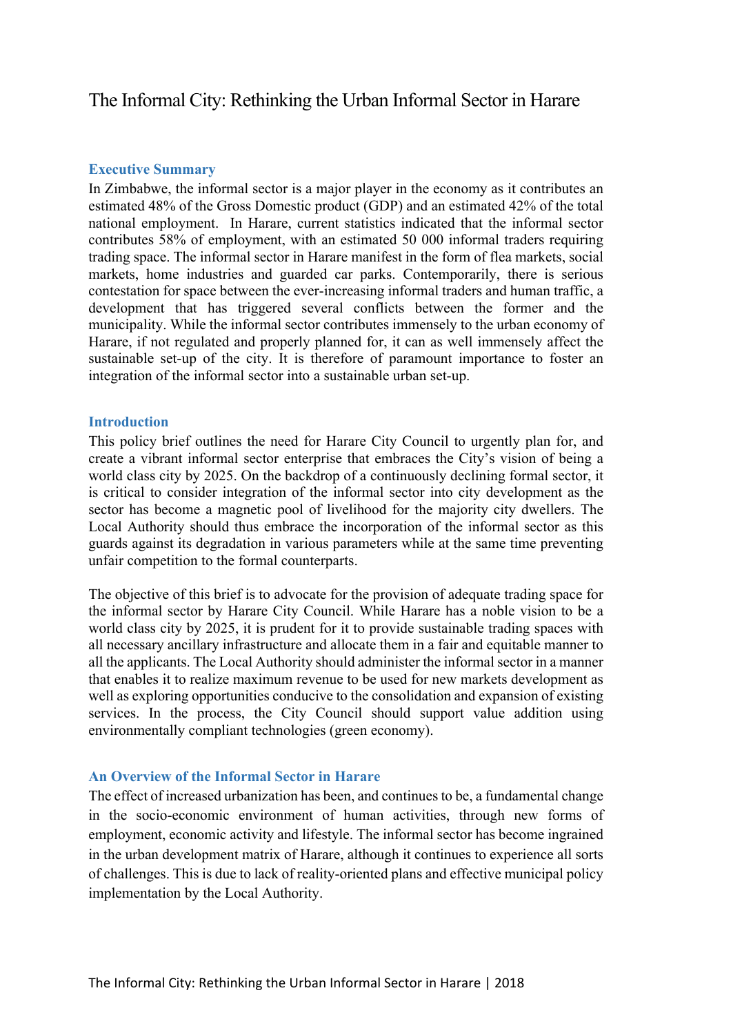# The Informal City: Rethinking the Urban Informal Sector in Harare

## Executive Summary

In Zimbabwe, the informal sector is a major player in the economy as it contributes an estimated 48% of the Gross Domestic product (GDP) and an estimated 42% of the total national employment. In Harare, current statistics indicated that the informal sector contributes 58% of employment, with an estimated 50 000 informal traders requiring trading space. The informal sector in Harare manifest in the form of flea markets, social markets, home industries and guarded car parks. Contemporarily, there is serious contestation for space between the ever-increasing informal traders and human traffic, a development that has triggered several conflicts between the former and the municipality. While the informal sector contributes immensely to the urban economy of Harare, if not regulated and properly planned for, it can as well immensely affect the sustainable set-up of the city. It is therefore of paramount importance to foster an integration of the informal sector into a sustainable urban set-up.

## Introduction

This policy brief outlines the need for Harare City Council to urgently plan for, and create a vibrant informal sector enterprise that embraces the City's vision of being a world class city by 2025. On the backdrop of a continuously declining formal sector, it is critical to consider integration of the informal sector into city development as the sector has become a magnetic pool of livelihood for the majority city dwellers. The Local Authority should thus embrace the incorporation of the informal sector as this guards against its degradation in various parameters while at the same time preventing unfair competition to the formal counterparts.

The objective of this brief is to advocate for the provision of adequate trading space for the informal sector by Harare City Council. While Harare has a noble vision to be a world class city by 2025, it is prudent for it to provide sustainable trading spaces with all necessary ancillary infrastructure and allocate them in a fair and equitable manner to all the applicants. The Local Authority should administer the informal sector in a manner that enables it to realize maximum revenue to be used for new markets development as well as exploring opportunities conducive to the consolidation and expansion of existing services. In the process, the City Council should support value addition using environmentally compliant technologies (green economy).

## An Overview of the Informal Sector in Harare

The effect of increased urbanization has been, and continues to be, a fundamental change in the socio-economic environment of human activities, through new forms of employment, economic activity and lifestyle. The informal sector has become ingrained in the urban development matrix of Harare, although it continues to experience all sorts of challenges. This is due to lack of reality-oriented plans and effective municipal policy implementation by the Local Authority.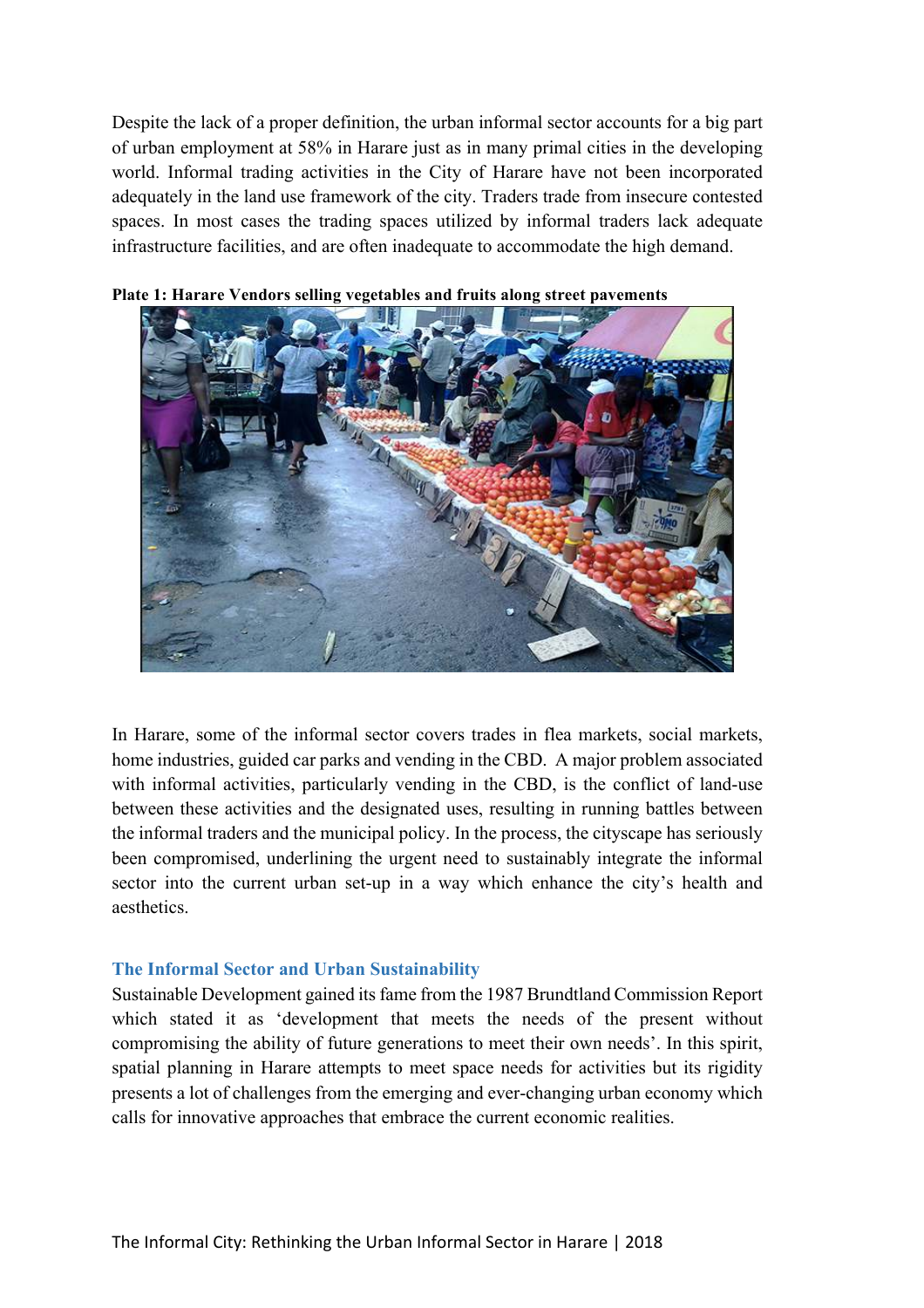Despite the lack of a proper definition, the urban informal sector accounts for a big part of urban employment at 58% in Harare just as in many primal cities in the developing world. Informal trading activities in the City of Harare have not been incorporated adequately in the land use framework of the city. Traders trade from insecure contested spaces. In most cases the trading spaces utilized by informal traders lack adequate infrastructure facilities, and are often inadequate to accommodate the high demand.

**Plate 1: Harare Vendors selling vegetables and fruits along street pavements**

In Harare, some of the informal sector covers trades in flea markets, social markets, home industries, guided car parks and vending in the CBD. A major problem associated with informal activities, particularly vending in the CBD, is the conflict of land-use between these activities and the designated uses, resulting in running battles between the informal traders and the municipal policy. In the process, the cityscape has seriously been compromised, underlining the urgent need to sustainably integrate the informal sector into the current urban set-up in a way which enhance the city's health and aesthetics.

## The Informal Sector and Urban Sustainability

Sustainable Development gained its fame from the 1987 Brundtland Commission Report which stated it as 'development that meets the needs of the present without compromising the ability of future generations to meet their own needs'. In this spirit, spatial planning in Harare attempts to meet space needs for activities but its rigidity presents a lot of challenges from the emerging and ever-changing urban economy which calls for innovative approaches that embrace the current economic realities.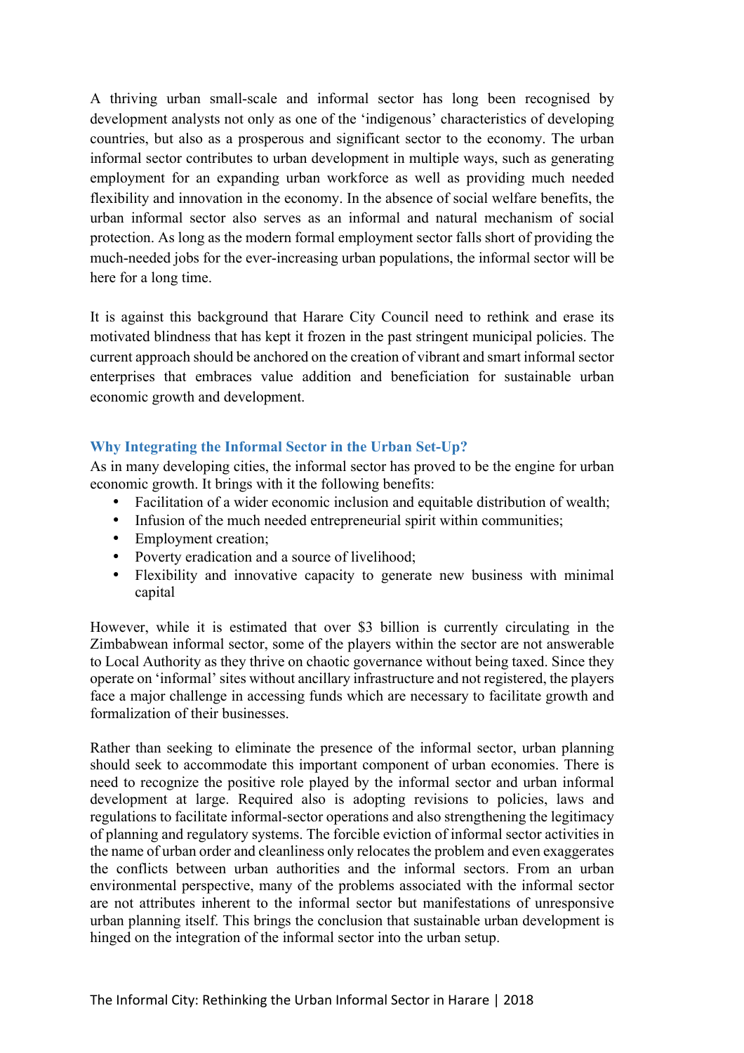A thriving urban small-scale and informal sector has long been recognised by development analysts not only as one of the 'indigenous' characteristics of developing countries, but also as a prosperous and significant sector to the economy. The urban informal sector contributes to urban development in multiple ways, such as generating employment for an expanding urban workforce as well as providing much needed flexibility and innovation in the economy. In the absence of social welfare benefits, the urban informal sector also serves as an informal and natural mechanism of social protection. As long as the modern formal employment sector falls short of providing the much-needed jobs for the ever-increasing urban populations, the informal sector will be here for a long time.

It is against this background that Harare City Council need to rethink and erase its motivated blindness that has kept it frozen in the past stringent municipal policies. The current approach should be anchored on the creation of vibrant and smart informal sector enterprises that embraces value addition and beneficiation for sustainable urban economic growth and development.

### Why Integrating the Informal Sector in the Urban Set-Up?

As in many developing cities, the informal sector has proved to be the engine for urban economic growth. It brings with it the following benefits:

- Facilitation of a wider economic inclusion and equitable distribution of wealth;
- Infusion of the much needed entrepreneurial spirit within communities;
- Employment creation;
- Poverty eradication and a source of livelihood;
- Flexibility and innovative capacity to generate new business with minimal capital

However, while it is estimated that over $3 billion is currently circulating in the Zimbabwean informal sector, some of the players within the sector are not answerable to Local Authority as they thrive on chaotic governance without being taxed. Since they operate on 'informal' sites without ancillary infrastructure and not registered, the players face a major challenge in accessing funds which are necessary to facilitate growth and formalization of their businesses.

Rather than seeking to eliminate the presence of the informal sector, urban planning should seek to accommodate this important component of urban economies. There is need to recognize the positive role played by the informal sector and urban informal development at large. Required also is adopting revisions to policies, laws and regulations to facilitate informal-sector operations and also strengthening the legitimacy of planning and regulatory systems. The forcible eviction of informal sector activities in the name of urban order and cleanliness only relocates the problem and even exaggerates the conflicts between urban authorities and the informal sectors. From an urban environmental perspective, many of the problems associated with the informal sector are not attributes inherent to the informal sector but manifestations of unresponsive urban planning itself. This brings the conclusion that sustainable urban development is hinged on the integration of the informal sector into the urban setup.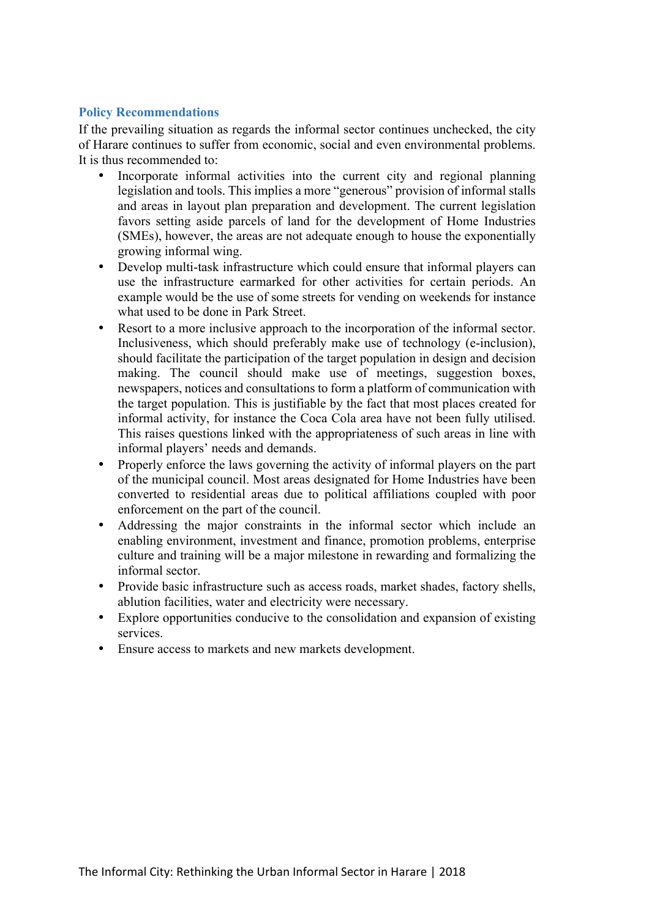## Policy Recommendations

If the prevailing situation as regards the informal sector continues unchecked, the city of Harare continues to suffer from economic, social and even environmental problems. It is thus recommended to:

- Incorporate informal activities into the current city and regional planning legislation and tools. This implies a more "generous" provision of informal stalls and areas in layout plan preparation and development. The current legislation favors setting aside parcels of land for the development of Home Industries (SMEs), however, the areas are not adequate enough to house the exponentially growing informal wing.
- Develop multi-task infrastructure which could ensure that informal players can use the infrastructure earmarked for other activities for certain periods. An example would be the use of some streets for vending on weekends for instance what used to be done in Park Street.
- Resort to a more inclusive approach to the incorporation of the informal sector. Inclusiveness, which should preferably make use of technology (e-inclusion), should facilitate the participation of the target population in design and decision making. The council should make use of meetings, suggestion boxes, newspapers, notices and consultations to form a platform of communication with the target population. This is justifiable by the fact that most places created for informal activity, for instance the Coca Cola area have not been fully utilised. This raises questions linked with the appropriateness of such areas in line with informal players' needs and demands.
- Properly enforce the laws governing the activity of informal players on the part of the municipal council. Most areas designated for Home Industries have been converted to residential areas due to political affiliations coupled with poor enforcement on the part of the council.
- Addressing the major constraints in the informal sector which include an enabling environment, investment and finance, promotion problems, enterprise culture and training will be a major milestone in rewarding and formalizing the informal sector.
- Provide basic infrastructure such as access roads, market shades, factory shells, ablution facilities, water and electricity were necessary.
- Explore opportunities conducive to the consolidation and expansion of existing services.
- Ensure access to markets and new markets development.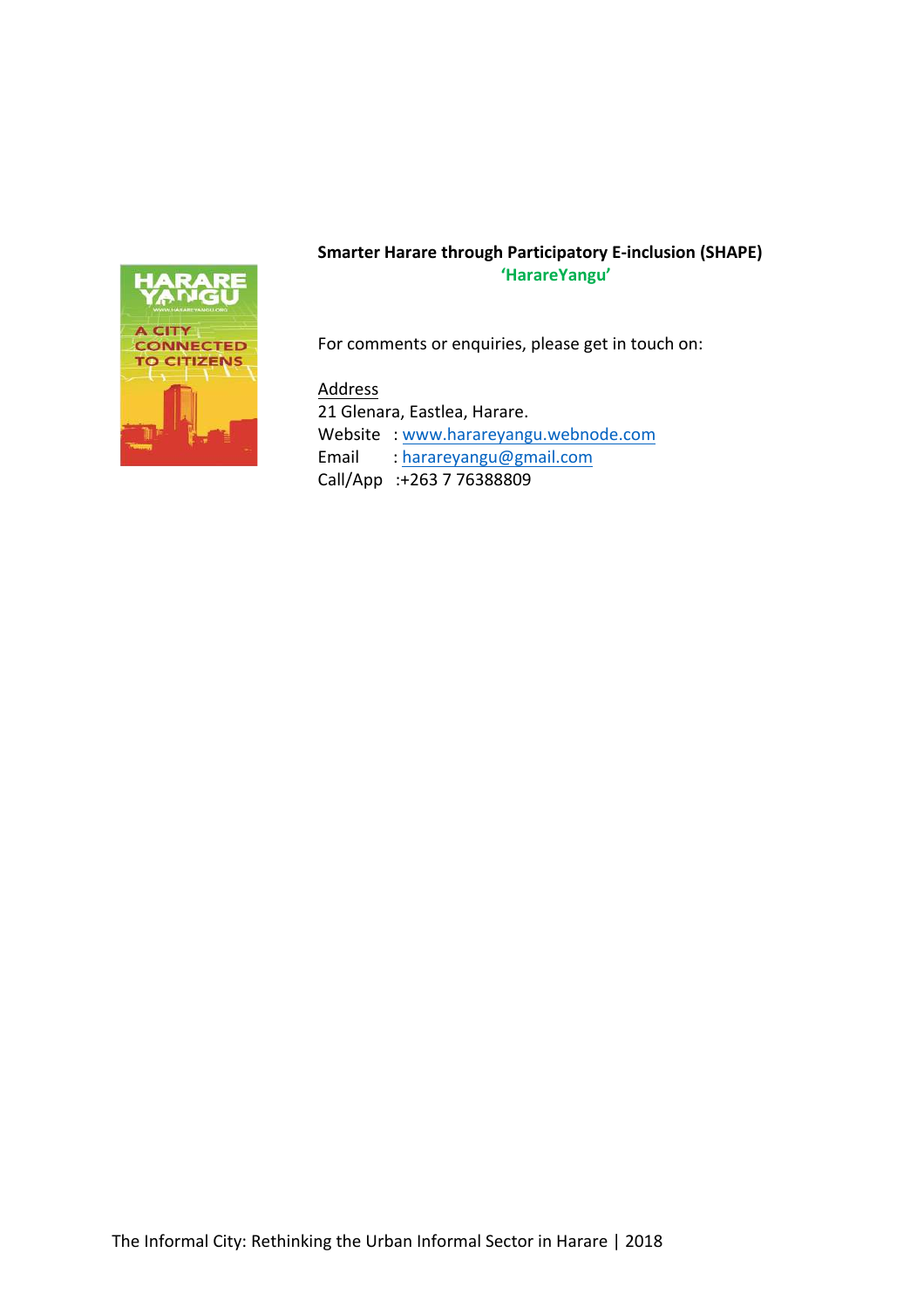**Smarter Harare through Participatory E-inclusion (SHAPE)**

**'HarareYangu'**

For comments or enquiries, please get in touch on:

Address

21 Glenara, Eastlea, Harare.

Website : www.harareyangu.webnode.com

Email : harareyangu@gmail.com

Call/App :+263 7 76388809